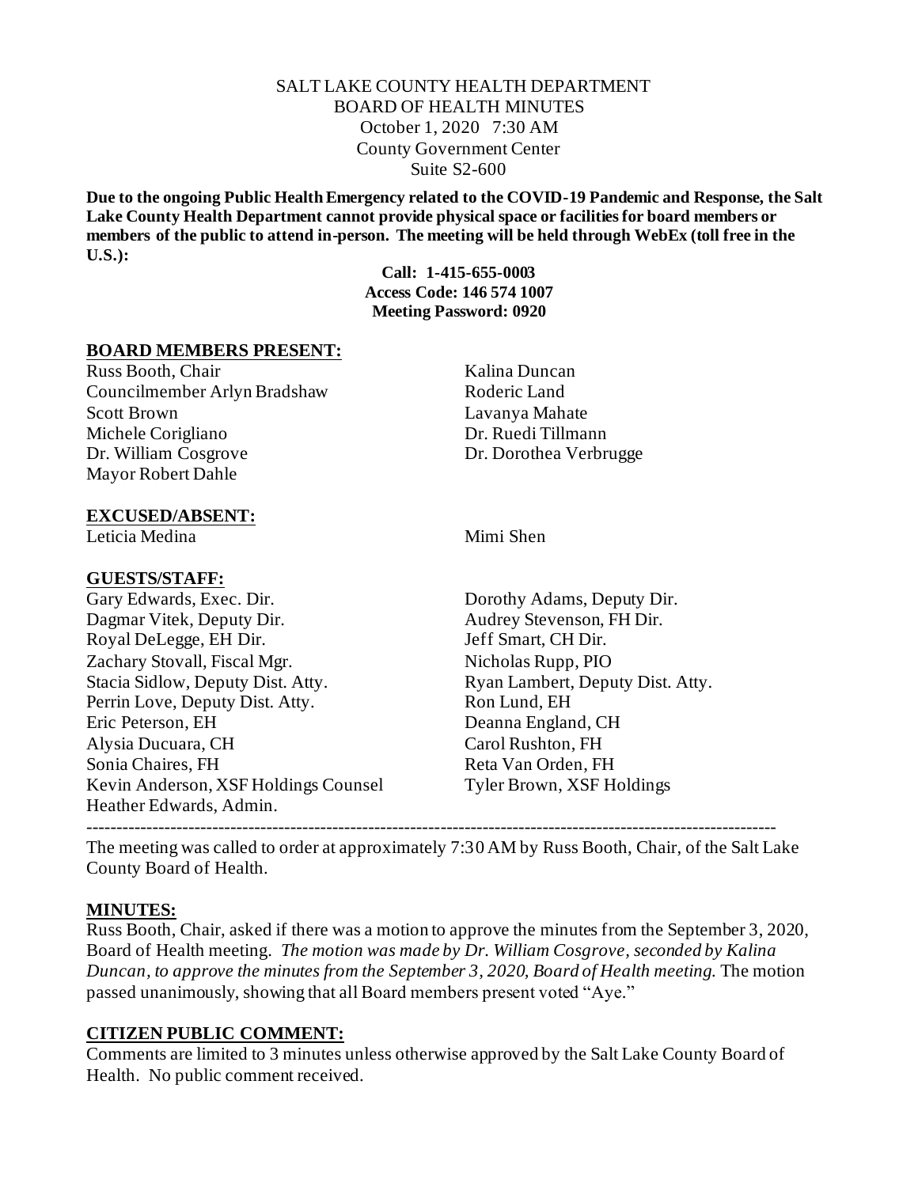# SALT LAKE COUNTY HEALTH DEPARTMENT
## BOARD OF HEALTH MINUTES

October 1, 2020 7:30 AM
County Government Center
Suite S2-600

**Due to the ongoing Public Health Emergency related to the COVID-19 Pandemic and Response, the Salt Lake County Health Department cannot provide physical space or facilities for board members or members of the public to attend in-person. The meeting will be held through WebEx (toll free in the U.S.):**

**Call: 1-415-655-0003**
**Access Code: 146 574 1007**
**Meeting Password: 0920**

### BOARD MEMBERS PRESENT:

Russ Booth, Chair
Councilmember Arlyn Bradshaw
Scott Brown
Michele Corigliano
Dr. William Cosgrove
Mayor Robert Dahle
Kalina Duncan
Roderic Land
Lavanya Mahate
Dr. Ruedi Tillmann
Dr. Dorothea Verbrugge

### EXCUSED/ABSENT:

Leticia Medina
Mimi Shen

### GUESTS/STAFF:

Gary Edwards, Exec. Dir.
Dorothy Adams, Deputy Dir.
Dagmar Vitek, Deputy Dir.
Audrey Stevenson, FH Dir.
Royal DeLegge, EH Dir.
Jeff Smart, CH Dir.
Zachary Stovall, Fiscal Mgr.
Nicholas Rupp, PIO
Stacia Sidlow, Deputy Dist. Atty.
Ryan Lambert, Deputy Dist. Atty.
Perrin Love, Deputy Dist. Atty.
Ron Lund, EH
Eric Peterson, EH
Deanna England, CH
Alysia Ducuara, CH
Carol Rushton, FH
Sonia Chaires, FH
Reta Van Orden, FH
Kevin Anderson, XSF Holdings Counsel
Tyler Brown, XSF Holdings
Heather Edwards, Admin.

---

The meeting was called to order at approximately 7:30 AM by Russ Booth, Chair, of the Salt Lake County Board of Health.

### MINUTES:

Russ Booth, Chair, asked if there was a motion to approve the minutes from the September 3, 2020, Board of Health meeting. *The motion was made by Dr. William Cosgrove, seconded by Kalina Duncan, to approve the minutes from the September 3, 2020, Board of Health meeting.* The motion passed unanimously, showing that all Board members present voted "Aye."

### CITIZEN PUBLIC COMMENT:

Comments are limited to 3 minutes unless otherwise approved by the Salt Lake County Board of Health. No public comment received.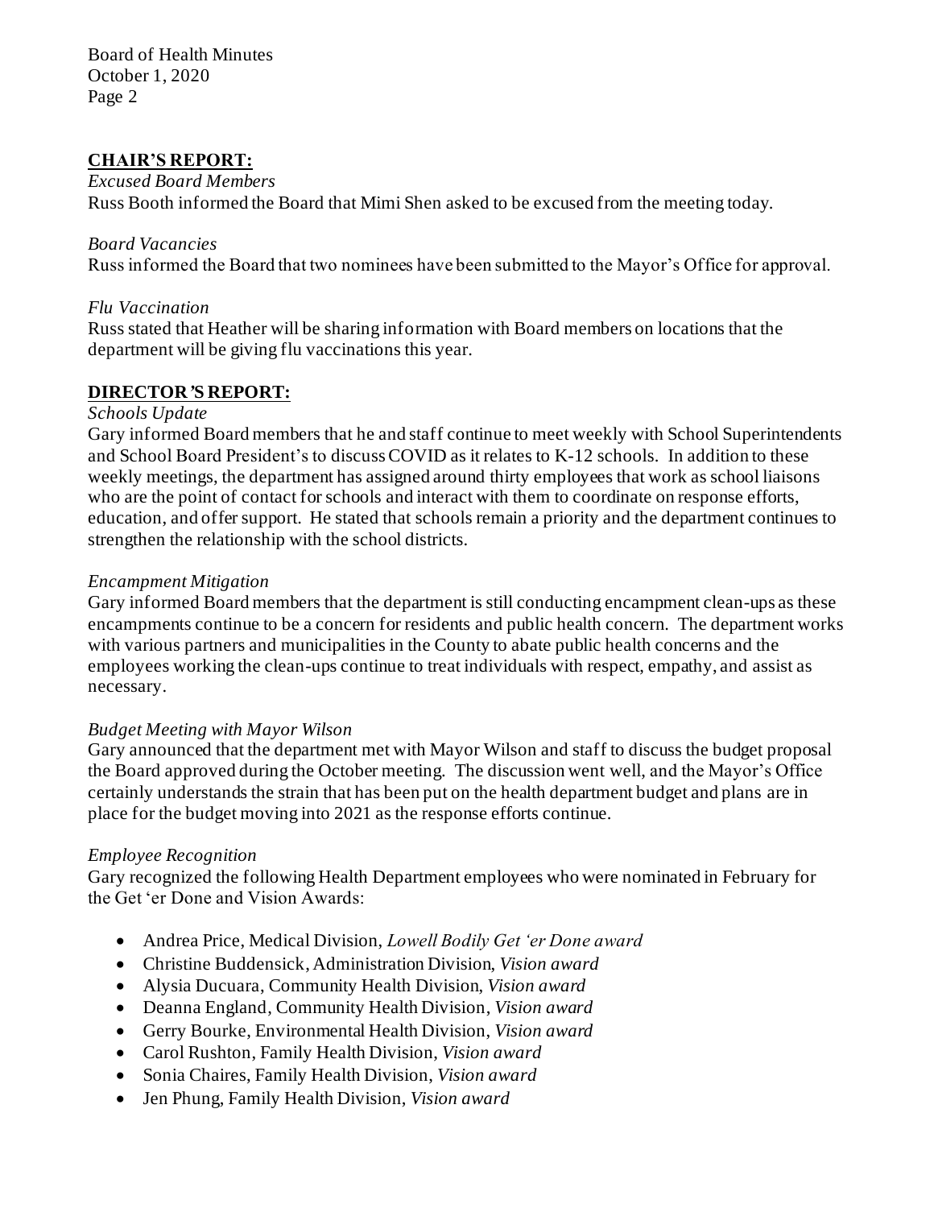## CHAIR'S REPORT:

*Excused Board Members*

Russ Booth informed the Board that Mimi Shen asked to be excused from the meeting today.

*Board Vacancies*

Russ informed the Board that two nominees have been submitted to the Mayor's Office for approval.

*Flu Vaccination*

Russ stated that Heather will be sharing information with Board members on locations that the department will be giving flu vaccinations this year.

## DIRECTOR'S REPORT:

*Schools Update*

Gary informed Board members that he and staff continue to meet weekly with School Superintendents and School Board President's to discuss COVID as it relates to K-12 schools. In addition to these weekly meetings, the department has assigned around thirty employees that work as school liaisons who are the point of contact for schools and interact with them to coordinate on response efforts, education, and offer support. He stated that schools remain a priority and the department continues to strengthen the relationship with the school districts.

*Encampment Mitigation*

Gary informed Board members that the department is still conducting encampment clean-ups as these encampments continue to be a concern for residents and public health concern. The department works with various partners and municipalities in the County to abate public health concerns and the employees working the clean-ups continue to treat individuals with respect, empathy, and assist as necessary.

*Budget Meeting with Mayor Wilson*

Gary announced that the department met with Mayor Wilson and staff to discuss the budget proposal the Board approved during the October meeting. The discussion went well, and the Mayor's Office certainly understands the strain that has been put on the health department budget and plans are in place for the budget moving into 2021 as the response efforts continue.

*Employee Recognition*

Gary recognized the following Health Department employees who were nominated in February for the Get 'er Done and Vision Awards:

- Andrea Price, Medical Division, *Lowell Bodily Get 'er Done award*
- Christine Buddensick, Administration Division, *Vision award*
- Alysia Ducuara, Community Health Division, *Vision award*
- Deanna England, Community Health Division, *Vision award*
- Gerry Bourke, Environmental Health Division, *Vision award*
- Carol Rushton, Family Health Division, *Vision award*
- Sonia Chaires, Family Health Division, *Vision award*
- Jen Phung, Family Health Division, *Vision award*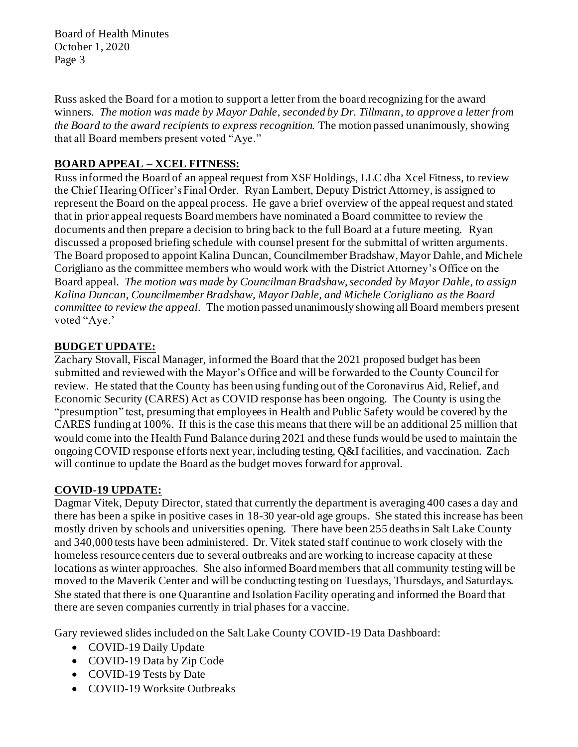Russ asked the Board for a motion to support a letter from the board recognizing for the award winners. *The motion was made by Mayor Dahle, seconded by Dr. Tillmann, to approve a letter from the Board to the award recipients to express recognition.* The motion passed unanimously, showing that all Board members present voted "Aye."

## BOARD APPEAL – XCEL FITNESS:

Russ informed the Board of an appeal request from XSF Holdings, LLC dba Xcel Fitness, to review the Chief Hearing Officer's Final Order. Ryan Lambert, Deputy District Attorney, is assigned to represent the Board on the appeal process. He gave a brief overview of the appeal request and stated that in prior appeal requests Board members have nominated a Board committee to review the documents and then prepare a decision to bring back to the full Board at a future meeting. Ryan discussed a proposed briefing schedule with counsel present for the submittal of written arguments. The Board proposed to appoint Kalina Duncan, Councilmember Bradshaw, Mayor Dahle, and Michele Corigliano as the committee members who would work with the District Attorney's Office on the Board appeal. *The motion was made by Councilman Bradshaw, seconded by Mayor Dahle, to assign Kalina Duncan, Councilmember Bradshaw, Mayor Dahle, and Michele Corigliano as the Board committee to review the appeal.* The motion passed unanimously showing all Board members present voted "Aye.'

## BUDGET UPDATE:

Zachary Stovall, Fiscal Manager, informed the Board that the 2021 proposed budget has been submitted and reviewed with the Mayor's Office and will be forwarded to the County Council for review. He stated that the County has been using funding out of the Coronavirus Aid, Relief, and Economic Security (CARES) Act as COVID response has been ongoing. The County is using the "presumption" test, presuming that employees in Health and Public Safety would be covered by the CARES funding at 100%. If this is the case this means that there will be an additional 25 million that would come into the Health Fund Balance during 2021 and these funds would be used to maintain the ongoing COVID response efforts next year, including testing, Q&I facilities, and vaccination. Zach will continue to update the Board as the budget moves forward for approval.

## COVID-19 UPDATE:

Dagmar Vitek, Deputy Director, stated that currently the department is averaging 400 cases a day and there has been a spike in positive cases in 18-30 year-old age groups. She stated this increase has been mostly driven by schools and universities opening. There have been 255 deaths in Salt Lake County and 340,000 tests have been administered. Dr. Vitek stated staff continue to work closely with the homeless resource centers due to several outbreaks and are working to increase capacity at these locations as winter approaches. She also informed Board members that all community testing will be moved to the Maverik Center and will be conducting testing on Tuesdays, Thursdays, and Saturdays. She stated that there is one Quarantine and Isolation Facility operating and informed the Board that there are seven companies currently in trial phases for a vaccine.

Gary reviewed slides included on the Salt Lake County COVID-19 Data Dashboard:

- COVID-19 Daily Update
- COVID-19 Data by Zip Code
- COVID-19 Tests by Date
- COVID-19 Worksite Outbreaks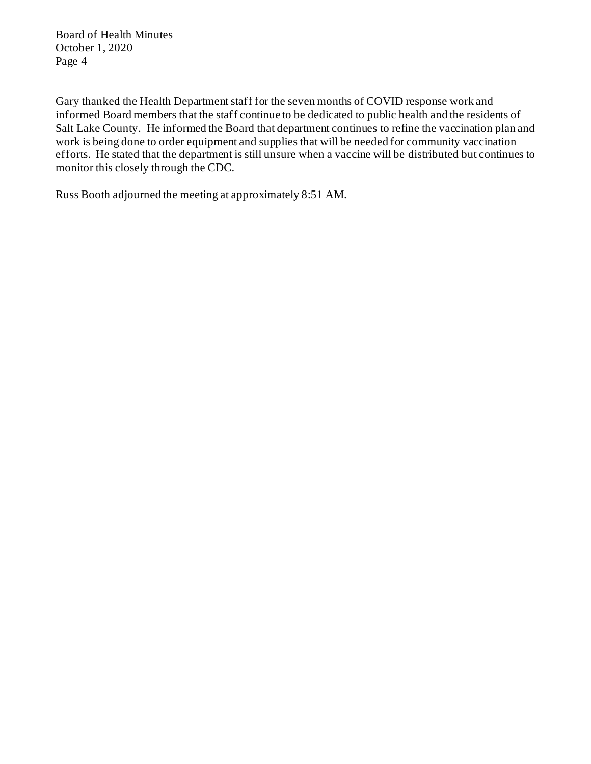Gary thanked the Health Department staff for the seven months of COVID response work and informed Board members that the staff continue to be dedicated to public health and the residents of Salt Lake County. He informed the Board that department continues to refine the vaccination plan and work is being done to order equipment and supplies that will be needed for community vaccination efforts. He stated that the department is still unsure when a vaccine will be distributed but continues to monitor this closely through the CDC.

Russ Booth adjourned the meeting at approximately 8:51 AM.